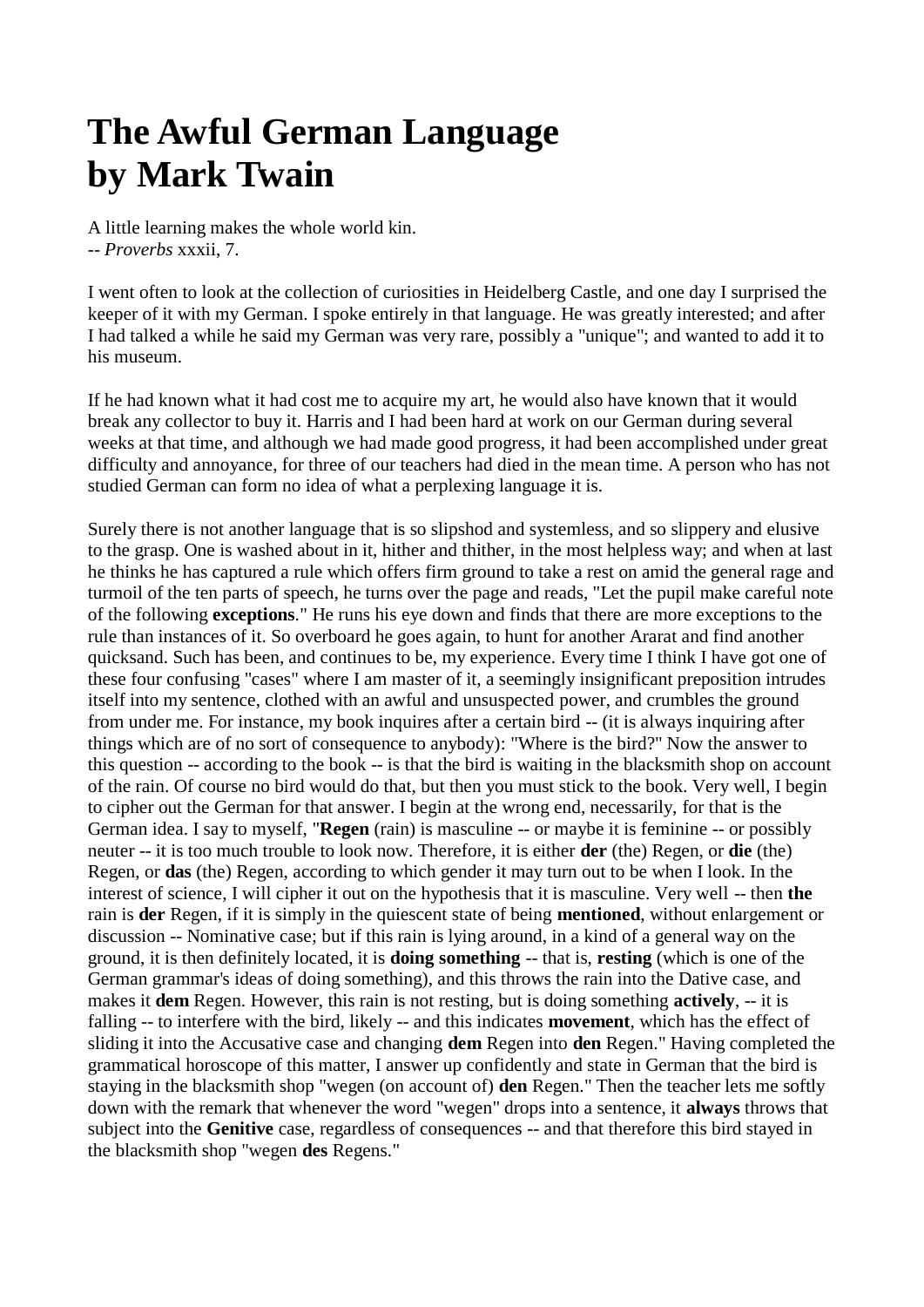# The Awful German Language
by Mark Twain

A little learning makes the whole world kin.
-- *Proverbs* xxxii, 7.

I went often to look at the collection of curiosities in Heidelberg Castle, and one day I surprised the keeper of it with my German. I spoke entirely in that language. He was greatly interested; and after I had talked a while he said my German was very rare, possibly a "unique"; and wanted to add it to his museum.

If he had known what it had cost me to acquire my art, he would also have known that it would break any collector to buy it. Harris and I had been hard at work on our German during several weeks at that time, and although we had made good progress, it had been accomplished under great difficulty and annoyance, for three of our teachers had died in the mean time. A person who has not studied German can form no idea of what a perplexing language it is.

Surely there is not another language that is so slipshod and systemless, and so slippery and elusive to the grasp. One is washed about in it, hither and thither, in the most helpless way; and when at last he thinks he has captured a rule which offers firm ground to take a rest on amid the general rage and turmoil of the ten parts of speech, he turns over the page and reads, "Let the pupil make careful note of the following **exceptions**." He runs his eye down and finds that there are more exceptions to the rule than instances of it. So overboard he goes again, to hunt for another Ararat and find another quicksand. Such has been, and continues to be, my experience. Every time I think I have got one of these four confusing "cases" where I am master of it, a seemingly insignificant preposition intrudes itself into my sentence, clothed with an awful and unsuspected power, and crumbles the ground from under me. For instance, my book inquires after a certain bird -- (it is always inquiring after things which are of no sort of consequence to anybody): "Where is the bird?" Now the answer to this question -- according to the book -- is that the bird is waiting in the blacksmith shop on account of the rain. Of course no bird would do that, but then you must stick to the book. Very well, I begin to cipher out the German for that answer. I begin at the wrong end, necessarily, for that is the German idea. I say to myself, "**Regen** (rain) is masculine -- or maybe it is feminine -- or possibly neuter -- it is too much trouble to look now. Therefore, it is either **der** (the) Regen, or **die** (the) Regen, or **das** (the) Regen, according to which gender it may turn out to be when I look. In the interest of science, I will cipher it out on the hypothesis that it is masculine. Very well -- then **the** rain is **der** Regen, if it is simply in the quiescent state of being **mentioned**, without enlargement or discussion -- Nominative case; but if this rain is lying around, in a kind of a general way on the ground, it is then definitely located, it is **doing something** -- that is, **resting** (which is one of the German grammar's ideas of doing something), and this throws the rain into the Dative case, and makes it **dem** Regen. However, this rain is not resting, but is doing something **actively**, -- it is falling -- to interfere with the bird, likely -- and this indicates **movement**, which has the effect of sliding it into the Accusative case and changing **dem** Regen into **den** Regen." Having completed the grammatical horoscope of this matter, I answer up confidently and state in German that the bird is staying in the blacksmith shop "wegen (on account of) **den** Regen." Then the teacher lets me softly down with the remark that whenever the word "wegen" drops into a sentence, it **always** throws that subject into the **Genitive** case, regardless of consequences -- and that therefore this bird stayed in the blacksmith shop "wegen **des** Regens."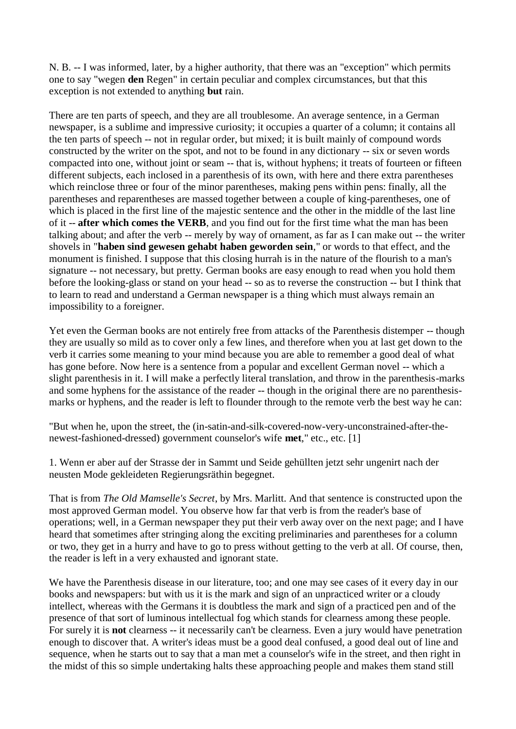N. B. -- I was informed, later, by a higher authority, that there was an "exception" which permits one to say "wegen **den** Regen" in certain peculiar and complex circumstances, but that this exception is not extended to anything **but** rain.

There are ten parts of speech, and they are all troublesome. An average sentence, in a German newspaper, is a sublime and impressive curiosity; it occupies a quarter of a column; it contains all the ten parts of speech -- not in regular order, but mixed; it is built mainly of compound words constructed by the writer on the spot, and not to be found in any dictionary -- six or seven words compacted into one, without joint or seam -- that is, without hyphens; it treats of fourteen or fifteen different subjects, each inclosed in a parenthesis of its own, with here and there extra parentheses which reinclose three or four of the minor parentheses, making pens within pens: finally, all the parentheses and reparentheses are massed together between a couple of king-parentheses, one of which is placed in the first line of the majestic sentence and the other in the middle of the last line of it -- **after which comes the VERB**, and you find out for the first time what the man has been talking about; and after the verb -- merely by way of ornament, as far as I can make out -- the writer shovels in "**haben sind gewesen gehabt haben geworden sein**," or words to that effect, and the monument is finished. I suppose that this closing hurrah is in the nature of the flourish to a man's signature -- not necessary, but pretty. German books are easy enough to read when you hold them before the looking-glass or stand on your head -- so as to reverse the construction -- but I think that to learn to read and understand a German newspaper is a thing which must always remain an impossibility to a foreigner.

Yet even the German books are not entirely free from attacks of the Parenthesis distemper -- though they are usually so mild as to cover only a few lines, and therefore when you at last get down to the verb it carries some meaning to your mind because you are able to remember a good deal of what has gone before. Now here is a sentence from a popular and excellent German novel -- which a slight parenthesis in it. I will make a perfectly literal translation, and throw in the parenthesis-marks and some hyphens for the assistance of the reader -- though in the original there are no parenthesis-marks or hyphens, and the reader is left to flounder through to the remote verb the best way he can:

"But when he, upon the street, the (in-satin-and-silk-covered-now-very-unconstrained-after-the-newest-fashioned-dressed) government counselor's wife **met**," etc., etc. [1]

1. Wenn er aber auf der Strasse der in Sammt und Seide gehüllten jetzt sehr ungenirt nach der neusten Mode gekleideten Regierungsräthin begegnet.

That is from *The Old Mamselle's Secret*, by Mrs. Marlitt. And that sentence is constructed upon the most approved German model. You observe how far that verb is from the reader's base of operations; well, in a German newspaper they put their verb away over on the next page; and I have heard that sometimes after stringing along the exciting preliminaries and parentheses for a column or two, they get in a hurry and have to go to press without getting to the verb at all. Of course, then, the reader is left in a very exhausted and ignorant state.

We have the Parenthesis disease in our literature, too; and one may see cases of it every day in our books and newspapers: but with us it is the mark and sign of an unpracticed writer or a cloudy intellect, whereas with the Germans it is doubtless the mark and sign of a practiced pen and of the presence of that sort of luminous intellectual fog which stands for clearness among these people. For surely it is **not** clearness -- it necessarily can't be clearness. Even a jury would have penetration enough to discover that. A writer's ideas must be a good deal confused, a good deal out of line and sequence, when he starts out to say that a man met a counselor's wife in the street, and then right in the midst of this so simple undertaking halts these approaching people and makes them stand still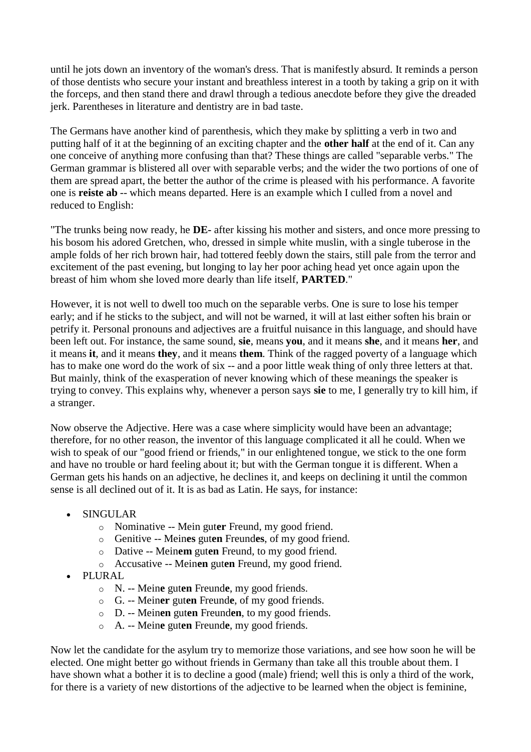until he jots down an inventory of the woman's dress. That is manifestly absurd. It reminds a person of those dentists who secure your instant and breathless interest in a tooth by taking a grip on it with the forceps, and then stand there and drawl through a tedious anecdote before they give the dreaded jerk. Parentheses in literature and dentistry are in bad taste.

The Germans have another kind of parenthesis, which they make by splitting a verb in two and putting half of it at the beginning of an exciting chapter and the **other half** at the end of it. Can any one conceive of anything more confusing than that? These things are called "separable verbs." The German grammar is blistered all over with separable verbs; and the wider the two portions of one of them are spread apart, the better the author of the crime is pleased with his performance. A favorite one is **reiste ab** -- which means departed. Here is an example which I culled from a novel and reduced to English:

"The trunks being now ready, he **DE-** after kissing his mother and sisters, and once more pressing to his bosom his adored Gretchen, who, dressed in simple white muslin, with a single tuberose in the ample folds of her rich brown hair, had tottered feebly down the stairs, still pale from the terror and excitement of the past evening, but longing to lay her poor aching head yet once again upon the breast of him whom she loved more dearly than life itself, **PARTED**."

However, it is not well to dwell too much on the separable verbs. One is sure to lose his temper early; and if he sticks to the subject, and will not be warned, it will at last either soften his brain or petrify it. Personal pronouns and adjectives are a fruitful nuisance in this language, and should have been left out. For instance, the same sound, **sie**, means **you**, and it means **she**, and it means **her**, and it means **it**, and it means **they**, and it means **them**. Think of the ragged poverty of a language which has to make one word do the work of six -- and a poor little weak thing of only three letters at that. But mainly, think of the exasperation of never knowing which of these meanings the speaker is trying to convey. This explains why, whenever a person says **sie** to me, I generally try to kill him, if a stranger.

Now observe the Adjective. Here was a case where simplicity would have been an advantage; therefore, for no other reason, the inventor of this language complicated it all he could. When we wish to speak of our "good friend or friends," in our enlightened tongue, we stick to the one form and have no trouble or hard feeling about it; but with the German tongue it is different. When a German gets his hands on an adjective, he declines it, and keeps on declining it until the common sense is all declined out of it. It is as bad as Latin. He says, for instance:

- SINGULAR
  - Nominative -- Mein gut**er** Freund, my good friend.
  - Genitive -- Mein**es** gut**en** Freund**es**, of my good friend.
  - Dative -- Mein**em** gut**en** Freund, to my good friend.
  - Accusative -- Mein**en** gut**en** Freund, my good friend.
- PLURAL
  - N. -- Mein**e** gut**en** Freund**e**, my good friends.
  - G. -- Mein**er** gut**en** Freund**e**, of my good friends.
  - D. -- Mein**en** gut**en** Freund**en**, to my good friends.
  - A. -- Mein**e** gut**en** Freund**e**, my good friends.

Now let the candidate for the asylum try to memorize those variations, and see how soon he will be elected. One might better go without friends in Germany than take all this trouble about them. I have shown what a bother it is to decline a good (male) friend; well this is only a third of the work, for there is a variety of new distortions of the adjective to be learned when the object is feminine,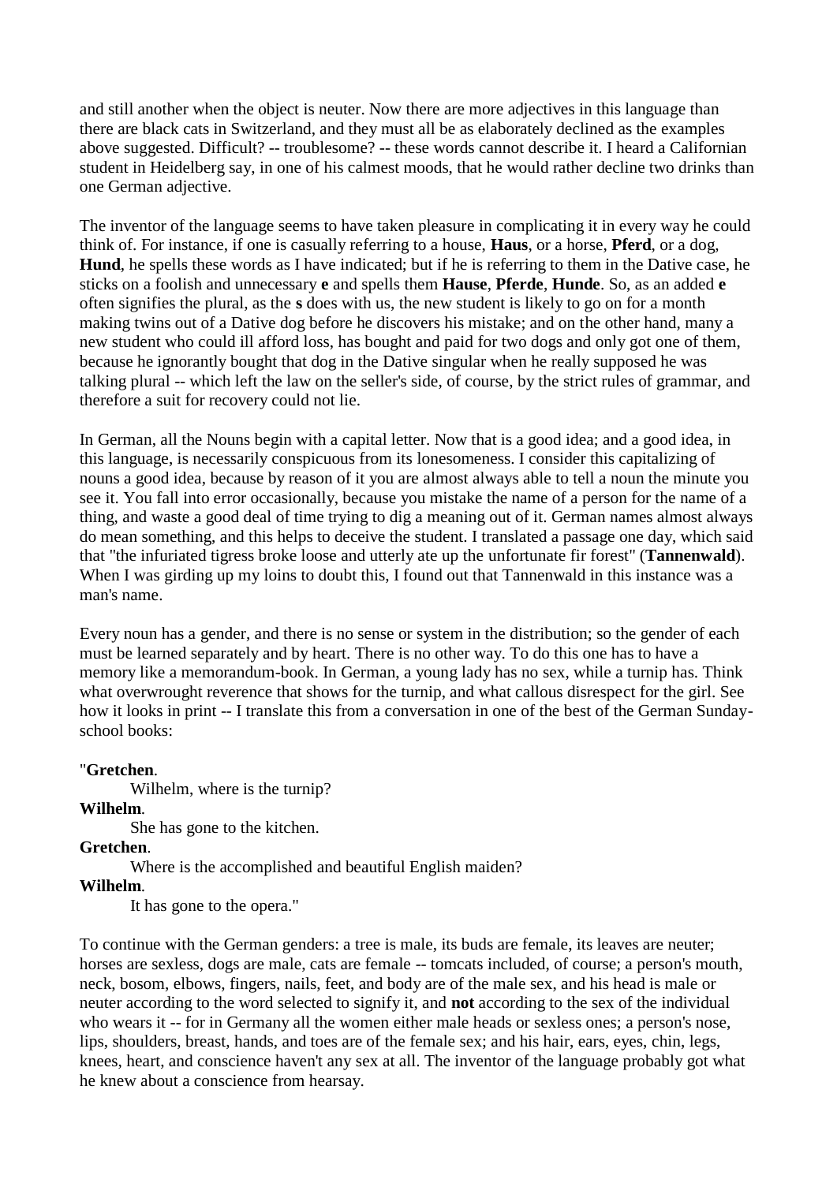and still another when the object is neuter. Now there are more adjectives in this language than there are black cats in Switzerland, and they must all be as elaborately declined as the examples above suggested. Difficult? -- troublesome? -- these words cannot describe it. I heard a Californian student in Heidelberg say, in one of his calmest moods, that he would rather decline two drinks than one German adjective.

The inventor of the language seems to have taken pleasure in complicating it in every way he could think of. For instance, if one is casually referring to a house, **Haus**, or a horse, **Pferd**, or a dog, **Hund**, he spells these words as I have indicated; but if he is referring to them in the Dative case, he sticks on a foolish and unnecessary **e** and spells them **Hause**, **Pferde**, **Hunde**. So, as an added **e** often signifies the plural, as the **s** does with us, the new student is likely to go on for a month making twins out of a Dative dog before he discovers his mistake; and on the other hand, many a new student who could ill afford loss, has bought and paid for two dogs and only got one of them, because he ignorantly bought that dog in the Dative singular when he really supposed he was talking plural -- which left the law on the seller's side, of course, by the strict rules of grammar, and therefore a suit for recovery could not lie.

In German, all the Nouns begin with a capital letter. Now that is a good idea; and a good idea, in this language, is necessarily conspicuous from its lonesomeness. I consider this capitalizing of nouns a good idea, because by reason of it you are almost always able to tell a noun the minute you see it. You fall into error occasionally, because you mistake the name of a person for the name of a thing, and waste a good deal of time trying to dig a meaning out of it. German names almost always do mean something, and this helps to deceive the student. I translated a passage one day, which said that "the infuriated tigress broke loose and utterly ate up the unfortunate fir forest" (**Tannenwald**). When I was girding up my loins to doubt this, I found out that Tannenwald in this instance was a man's name.

Every noun has a gender, and there is no sense or system in the distribution; so the gender of each must be learned separately and by heart. There is no other way. To do this one has to have a memory like a memorandum-book. In German, a young lady has no sex, while a turnip has. Think what overwrought reverence that shows for the turnip, and what callous disrespect for the girl. See how it looks in print -- I translate this from a conversation in one of the best of the German Sunday-school books:

"**Gretchen**.

Wilhelm, where is the turnip?

**Wilhelm**.

She has gone to the kitchen.

**Gretchen**.

Where is the accomplished and beautiful English maiden?

**Wilhelm**.

It has gone to the opera."

To continue with the German genders: a tree is male, its buds are female, its leaves are neuter; horses are sexless, dogs are male, cats are female -- tomcats included, of course; a person's mouth, neck, bosom, elbows, fingers, nails, feet, and body are of the male sex, and his head is male or neuter according to the word selected to signify it, and **not** according to the sex of the individual who wears it -- for in Germany all the women either male heads or sexless ones; a person's nose, lips, shoulders, breast, hands, and toes are of the female sex; and his hair, ears, eyes, chin, legs, knees, heart, and conscience haven't any sex at all. The inventor of the language probably got what he knew about a conscience from hearsay.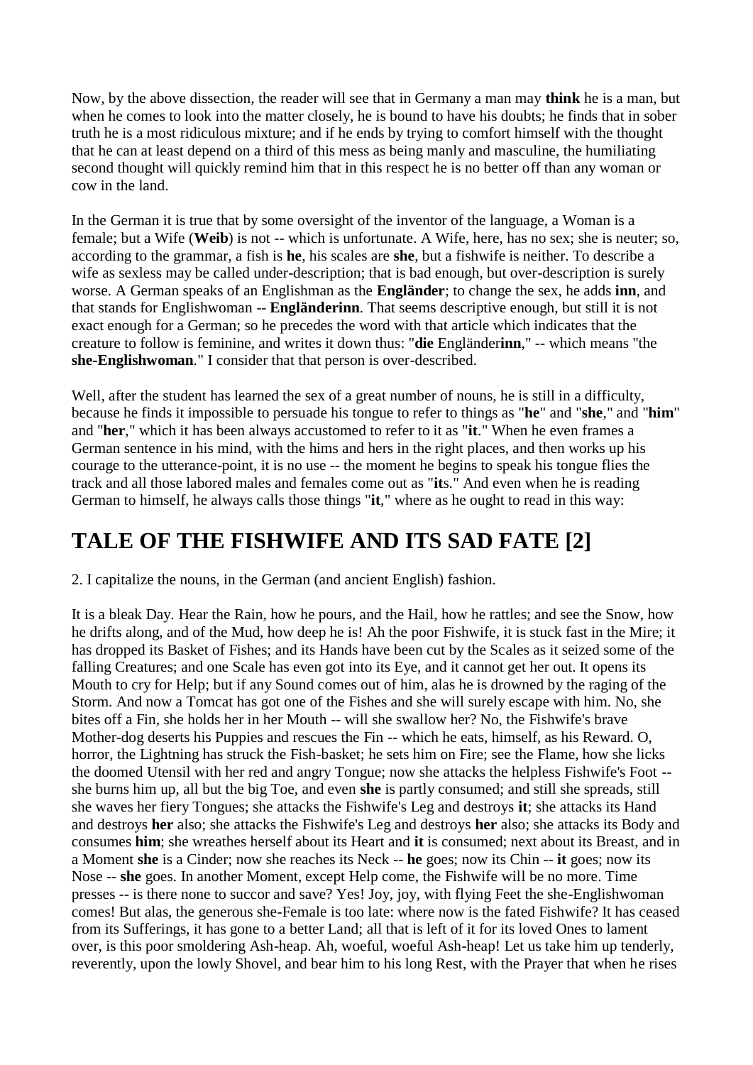Now, by the above dissection, the reader will see that in Germany a man may **think** he is a man, but when he comes to look into the matter closely, he is bound to have his doubts; he finds that in sober truth he is a most ridiculous mixture; and if he ends by trying to comfort himself with the thought that he can at least depend on a third of this mess as being manly and masculine, the humiliating second thought will quickly remind him that in this respect he is no better off than any woman or cow in the land.

In the German it is true that by some oversight of the inventor of the language, a Woman is a female; but a Wife (**Weib**) is not -- which is unfortunate. A Wife, here, has no sex; she is neuter; so, according to the grammar, a fish is **he**, his scales are **she**, but a fishwife is neither. To describe a wife as sexless may be called under-description; that is bad enough, but over-description is surely worse. A German speaks of an Englishman as the **Engländer**; to change the sex, he adds **inn**, and that stands for Englishwoman -- **Engländerinn**. That seems descriptive enough, but still it is not exact enough for a German; so he precedes the word with that article which indicates that the creature to follow is feminine, and writes it down thus: "**die** Engländer**inn**," -- which means "the **she-Englishwoman**." I consider that that person is over-described.

Well, after the student has learned the sex of a great number of nouns, he is still in a difficulty, because he finds it impossible to persuade his tongue to refer to things as "**he**" and "**she**," and "**him**" and "**her**," which it has been always accustomed to refer to it as "**it**." When he even frames a German sentence in his mind, with the hims and hers in the right places, and then works up his courage to the utterance-point, it is no use -- the moment he begins to speak his tongue flies the track and all those labored males and females come out as "**it**s." And even when he is reading German to himself, he always calls those things "**it**," where as he ought to read in this way:

## TALE OF THE FISHWIFE AND ITS SAD FATE [2]

2. I capitalize the nouns, in the German (and ancient English) fashion.

It is a bleak Day. Hear the Rain, how he pours, and the Hail, how he rattles; and see the Snow, how he drifts along, and of the Mud, how deep he is! Ah the poor Fishwife, it is stuck fast in the Mire; it has dropped its Basket of Fishes; and its Hands have been cut by the Scales as it seized some of the falling Creatures; and one Scale has even got into its Eye, and it cannot get her out. It opens its Mouth to cry for Help; but if any Sound comes out of him, alas he is drowned by the raging of the Storm. And now a Tomcat has got one of the Fishes and she will surely escape with him. No, she bites off a Fin, she holds her in her Mouth -- will she swallow her? No, the Fishwife's brave Mother-dog deserts his Puppies and rescues the Fin -- which he eats, himself, as his Reward. O, horror, the Lightning has struck the Fish-basket; he sets him on Fire; see the Flame, how she licks the doomed Utensil with her red and angry Tongue; now she attacks the helpless Fishwife's Foot -- she burns him up, all but the big Toe, and even **she** is partly consumed; and still she spreads, still she waves her fiery Tongues; she attacks the Fishwife's Leg and destroys **it**; she attacks its Hand and destroys **her** also; she attacks the Fishwife's Leg and destroys **her** also; she attacks its Body and consumes **him**; she wreathes herself about its Heart and **it** is consumed; next about its Breast, and in a Moment **she** is a Cinder; now she reaches its Neck -- **he** goes; now its Chin -- **it** goes; now its Nose -- **she** goes. In another Moment, except Help come, the Fishwife will be no more. Time presses -- is there none to succor and save? Yes! Joy, joy, with flying Feet the she-Englishwoman comes! But alas, the generous she-Female is too late: where now is the fated Fishwife? It has ceased from its Sufferings, it has gone to a better Land; all that is left of it for its loved Ones to lament over, is this poor smoldering Ash-heap. Ah, woeful, woeful Ash-heap! Let us take him up tenderly, reverently, upon the lowly Shovel, and bear him to his long Rest, with the Prayer that when he rises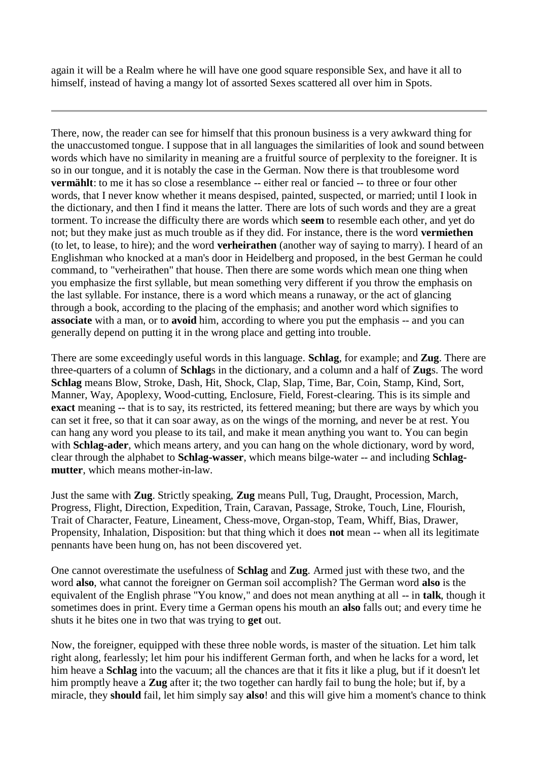again it will be a Realm where he will have one good square responsible Sex, and have it all to himself, instead of having a mangy lot of assorted Sexes scattered all over him in Spots.

---

There, now, the reader can see for himself that this pronoun business is a very awkward thing for the unaccustomed tongue. I suppose that in all languages the similarities of look and sound between words which have no similarity in meaning are a fruitful source of perplexity to the foreigner. It is so in our tongue, and it is notably the case in the German. Now there is that troublesome word **vermählt**: to me it has so close a resemblance -- either real or fancied -- to three or four other words, that I never know whether it means despised, painted, suspected, or married; until I look in the dictionary, and then I find it means the latter. There are lots of such words and they are a great torment. To increase the difficulty there are words which **seem** to resemble each other, and yet do not; but they make just as much trouble as if they did. For instance, there is the word **vermiethen** (to let, to lease, to hire); and the word **verheirathen** (another way of saying to marry). I heard of an Englishman who knocked at a man's door in Heidelberg and proposed, in the best German he could command, to "verheirathen" that house. Then there are some words which mean one thing when you emphasize the first syllable, but mean something very different if you throw the emphasis on the last syllable. For instance, there is a word which means a runaway, or the act of glancing through a book, according to the placing of the emphasis; and another word which signifies to **associate** with a man, or to **avoid** him, according to where you put the emphasis -- and you can generally depend on putting it in the wrong place and getting into trouble.

There are some exceedingly useful words in this language. **Schlag**, for example; and **Zug**. There are three-quarters of a column of **Schlag**s in the dictionary, and a column and a half of **Zug**s. The word **Schlag** means Blow, Stroke, Dash, Hit, Shock, Clap, Slap, Time, Bar, Coin, Stamp, Kind, Sort, Manner, Way, Apoplexy, Wood-cutting, Enclosure, Field, Forest-clearing. This is its simple and **exact** meaning -- that is to say, its restricted, its fettered meaning; but there are ways by which you can set it free, so that it can soar away, as on the wings of the morning, and never be at rest. You can hang any word you please to its tail, and make it mean anything you want to. You can begin with **Schlag-ader**, which means artery, and you can hang on the whole dictionary, word by word, clear through the alphabet to **Schlag-wasser**, which means bilge-water -- and including **Schlag-mutter**, which means mother-in-law.

Just the same with **Zug**. Strictly speaking, **Zug** means Pull, Tug, Draught, Procession, March, Progress, Flight, Direction, Expedition, Train, Caravan, Passage, Stroke, Touch, Line, Flourish, Trait of Character, Feature, Lineament, Chess-move, Organ-stop, Team, Whiff, Bias, Drawer, Propensity, Inhalation, Disposition: but that thing which it does **not** mean -- when all its legitimate pennants have been hung on, has not been discovered yet.

One cannot overestimate the usefulness of **Schlag** and **Zug**. Armed just with these two, and the word **also**, what cannot the foreigner on German soil accomplish? The German word **also** is the equivalent of the English phrase "You know," and does not mean anything at all -- in **talk**, though it sometimes does in print. Every time a German opens his mouth an **also** falls out; and every time he shuts it he bites one in two that was trying to **get** out.

Now, the foreigner, equipped with these three noble words, is master of the situation. Let him talk right along, fearlessly; let him pour his indifferent German forth, and when he lacks for a word, let him heave a **Schlag** into the vacuum; all the chances are that it fits it like a plug, but if it doesn't let him promptly heave a **Zug** after it; the two together can hardly fail to bung the hole; but if, by a miracle, they **should** fail, let him simply say **also**! and this will give him a moment's chance to think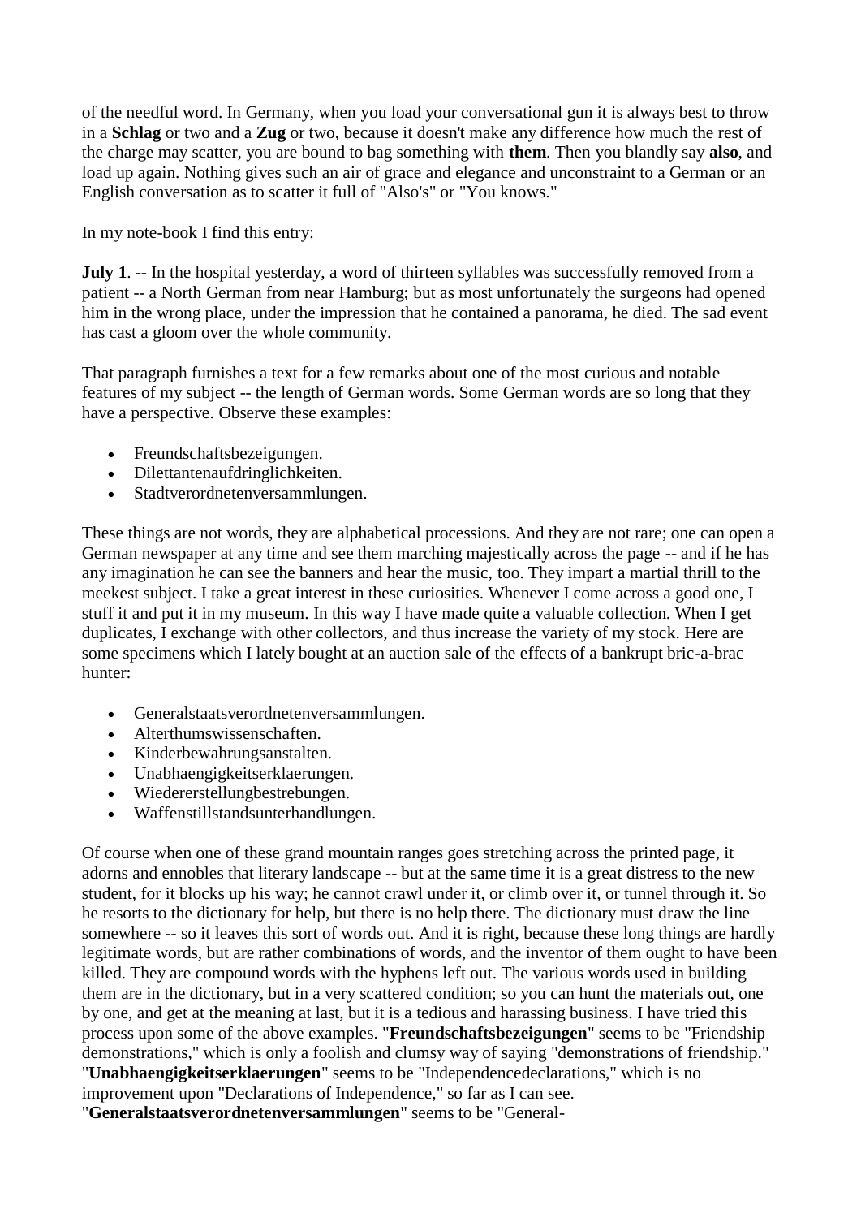of the needful word. In Germany, when you load your conversational gun it is always best to throw in a **Schlag** or two and a **Zug** or two, because it doesn't make any difference how much the rest of the charge may scatter, you are bound to bag something with **them**. Then you blandly say **also**, and load up again. Nothing gives such an air of grace and elegance and unconstraint to a German or an English conversation as to scatter it full of "Also's" or "You knows."

In my note-book I find this entry:

**July 1**. -- In the hospital yesterday, a word of thirteen syllables was successfully removed from a patient -- a North German from near Hamburg; but as most unfortunately the surgeons had opened him in the wrong place, under the impression that he contained a panorama, he died. The sad event has cast a gloom over the whole community.

That paragraph furnishes a text for a few remarks about one of the most curious and notable features of my subject -- the length of German words. Some German words are so long that they have a perspective. Observe these examples:

- Freundschaftsbezeigungen.
- Dilettantenaufdringlichkeiten.
- Stadtverordnetenversammlungen.

These things are not words, they are alphabetical processions. And they are not rare; one can open a German newspaper at any time and see them marching majestically across the page -- and if he has any imagination he can see the banners and hear the music, too. They impart a martial thrill to the meekest subject. I take a great interest in these curiosities. Whenever I come across a good one, I stuff it and put it in my museum. In this way I have made quite a valuable collection. When I get duplicates, I exchange with other collectors, and thus increase the variety of my stock. Here are some specimens which I lately bought at an auction sale of the effects of a bankrupt bric-a-brac hunter:

- Generalstaatsverordnetenversammlungen.
- Alterthumswissenschaften.
- Kinderbewahrungsanstalten.
- Unabhaengigkeitserklaerungen.
- Wiedererstellungbestrebungen.
- Waffenstillstandsunterhandlungen.

Of course when one of these grand mountain ranges goes stretching across the printed page, it adorns and ennobles that literary landscape -- but at the same time it is a great distress to the new student, for it blocks up his way; he cannot crawl under it, or climb over it, or tunnel through it. So he resorts to the dictionary for help, but there is no help there. The dictionary must draw the line somewhere -- so it leaves this sort of words out. And it is right, because these long things are hardly legitimate words, but are rather combinations of words, and the inventor of them ought to have been killed. They are compound words with the hyphens left out. The various words used in building them are in the dictionary, but in a very scattered condition; so you can hunt the materials out, one by one, and get at the meaning at last, but it is a tedious and harassing business. I have tried this process upon some of the above examples. "**Freundschaftsbezeigungen**" seems to be "Friendship demonstrations," which is only a foolish and clumsy way of saying "demonstrations of friendship." "**Unabhaengigkeitserklaerungen**" seems to be "Independencedeclarations," which is no improvement upon "Declarations of Independence," so far as I can see. "**Generalstaatsverordnetenversammlungen**" seems to be "General-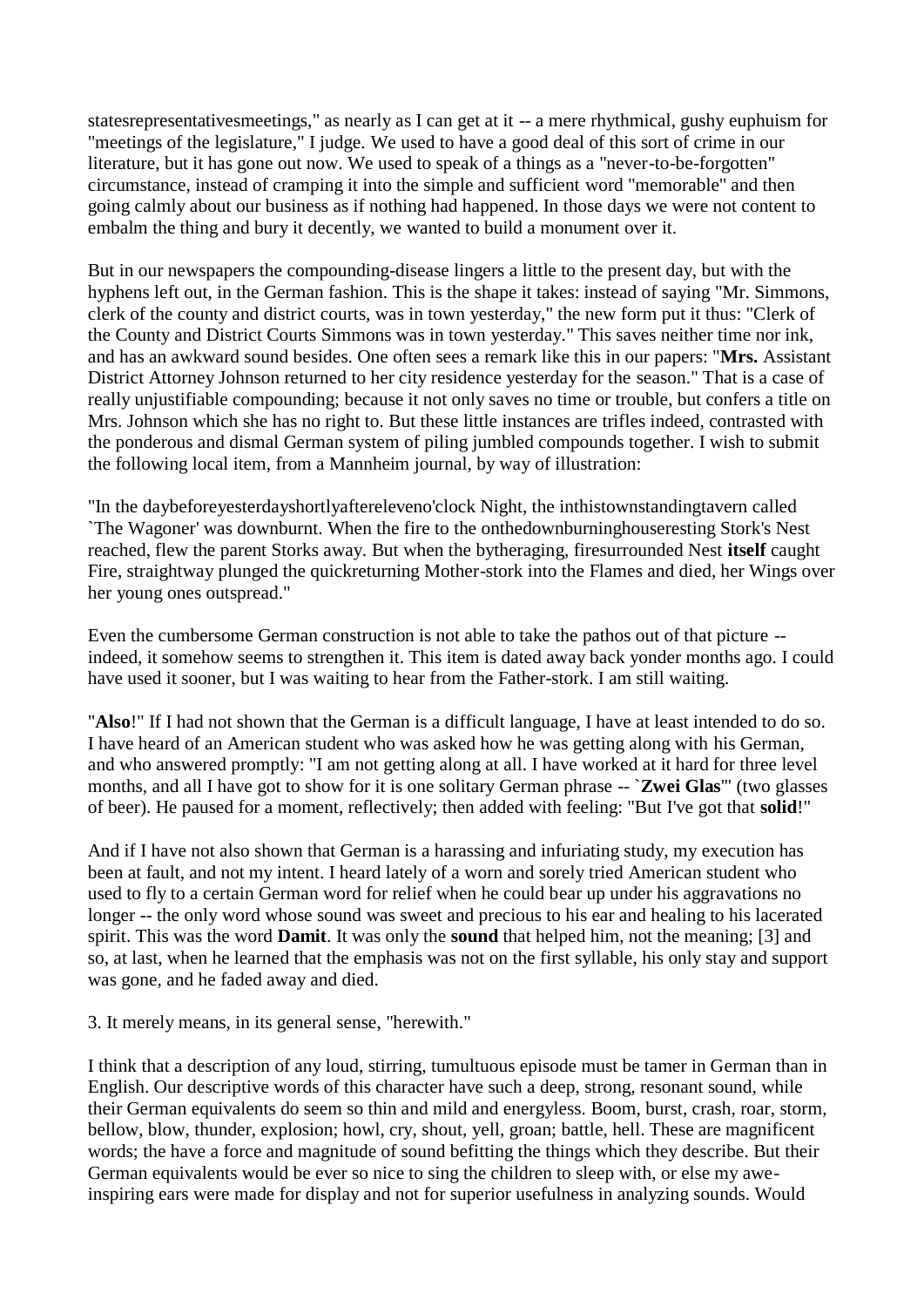statesrepresentativesmeetings," as nearly as I can get at it -- a mere rhythmical, gushy euphuism for "meetings of the legislature," I judge. We used to have a good deal of this sort of crime in our literature, but it has gone out now. We used to speak of a things as a "never-to-be-forgotten" circumstance, instead of cramping it into the simple and sufficient word "memorable" and then going calmly about our business as if nothing had happened. In those days we were not content to embalm the thing and bury it decently, we wanted to build a monument over it.

But in our newspapers the compounding-disease lingers a little to the present day, but with the hyphens left out, in the German fashion. This is the shape it takes: instead of saying "Mr. Simmons, clerk of the county and district courts, was in town yesterday," the new form put it thus: "Clerk of the County and District Courts Simmons was in town yesterday." This saves neither time nor ink, and has an awkward sound besides. One often sees a remark like this in our papers: "**Mrs.** Assistant District Attorney Johnson returned to her city residence yesterday for the season." That is a case of really unjustifiable compounding; because it not only saves no time or trouble, but confers a title on Mrs. Johnson which she has no right to. But these little instances are trifles indeed, contrasted with the ponderous and dismal German system of piling jumbled compounds together. I wish to submit the following local item, from a Mannheim journal, by way of illustration:

"In the daybeforeyesterdayshortlyaftereleveno'clock Night, the inthistownstandingtavern called `The Wagoner' was downburnt. When the fire to the onthedownburninghouseresting Stork's Nest reached, flew the parent Storks away. But when the bytheraging, firesurrounded Nest **itself** caught Fire, straightway plunged the quickreturning Mother-stork into the Flames and died, her Wings over her young ones outspread."

Even the cumbersome German construction is not able to take the pathos out of that picture -- indeed, it somehow seems to strengthen it. This item is dated away back yonder months ago. I could have used it sooner, but I was waiting to hear from the Father-stork. I am still waiting.

"**Also**!" If I had not shown that the German is a difficult language, I have at least intended to do so. I have heard of an American student who was asked how he was getting along with his German, and who answered promptly: "I am not getting along at all. I have worked at it hard for three level months, and all I have got to show for it is one solitary German phrase -- `**Zwei Glas**'" (two glasses of beer). He paused for a moment, reflectively; then added with feeling: "But I've got that **solid**!"

And if I have not also shown that German is a harassing and infuriating study, my execution has been at fault, and not my intent. I heard lately of a worn and sorely tried American student who used to fly to a certain German word for relief when he could bear up under his aggravations no longer -- the only word whose sound was sweet and precious to his ear and healing to his lacerated spirit. This was the word **Damit**. It was only the **sound** that helped him, not the meaning; [3] and so, at last, when he learned that the emphasis was not on the first syllable, his only stay and support was gone, and he faded away and died.

3. It merely means, in its general sense, "herewith."

I think that a description of any loud, stirring, tumultuous episode must be tamer in German than in English. Our descriptive words of this character have such a deep, strong, resonant sound, while their German equivalents do seem so thin and mild and energyless. Boom, burst, crash, roar, storm, bellow, blow, thunder, explosion; howl, cry, shout, yell, groan; battle, hell. These are magnificent words; the have a force and magnitude of sound befitting the things which they describe. But their German equivalents would be ever so nice to sing the children to sleep with, or else my awe-inspiring ears were made for display and not for superior usefulness in analyzing sounds. Would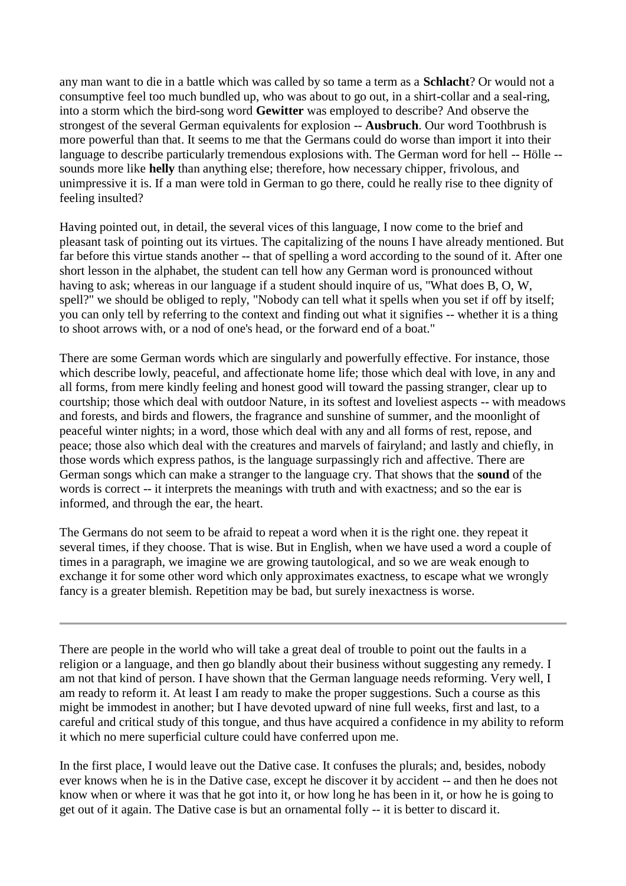any man want to die in a battle which was called by so tame a term as a **Schlacht**? Or would not a consumptive feel too much bundled up, who was about to go out, in a shirt-collar and a seal-ring, into a storm which the bird-song word **Gewitter** was employed to describe? And observe the strongest of the several German equivalents for explosion -- **Ausbruch**. Our word Toothbrush is more powerful than that. It seems to me that the Germans could do worse than import it into their language to describe particularly tremendous explosions with. The German word for hell -- Hölle -- sounds more like **helly** than anything else; therefore, how necessary chipper, frivolous, and unimpressive it is. If a man were told in German to go there, could he really rise to thee dignity of feeling insulted?

Having pointed out, in detail, the several vices of this language, I now come to the brief and pleasant task of pointing out its virtues. The capitalizing of the nouns I have already mentioned. But far before this virtue stands another -- that of spelling a word according to the sound of it. After one short lesson in the alphabet, the student can tell how any German word is pronounced without having to ask; whereas in our language if a student should inquire of us, "What does B, O, W, spell?" we should be obliged to reply, "Nobody can tell what it spells when you set if off by itself; you can only tell by referring to the context and finding out what it signifies -- whether it is a thing to shoot arrows with, or a nod of one's head, or the forward end of a boat."

There are some German words which are singularly and powerfully effective. For instance, those which describe lowly, peaceful, and affectionate home life; those which deal with love, in any and all forms, from mere kindly feeling and honest good will toward the passing stranger, clear up to courtship; those which deal with outdoor Nature, in its softest and loveliest aspects -- with meadows and forests, and birds and flowers, the fragrance and sunshine of summer, and the moonlight of peaceful winter nights; in a word, those which deal with any and all forms of rest, repose, and peace; those also which deal with the creatures and marvels of fairyland; and lastly and chiefly, in those words which express pathos, is the language surpassingly rich and affective. There are German songs which can make a stranger to the language cry. That shows that the **sound** of the words is correct -- it interprets the meanings with truth and with exactness; and so the ear is informed, and through the ear, the heart.

The Germans do not seem to be afraid to repeat a word when it is the right one. they repeat it several times, if they choose. That is wise. But in English, when we have used a word a couple of times in a paragraph, we imagine we are growing tautological, and so we are weak enough to exchange it for some other word which only approximates exactness, to escape what we wrongly fancy is a greater blemish. Repetition may be bad, but surely inexactness is worse.

---

There are people in the world who will take a great deal of trouble to point out the faults in a religion or a language, and then go blandly about their business without suggesting any remedy. I am not that kind of person. I have shown that the German language needs reforming. Very well, I am ready to reform it. At least I am ready to make the proper suggestions. Such a course as this might be immodest in another; but I have devoted upward of nine full weeks, first and last, to a careful and critical study of this tongue, and thus have acquired a confidence in my ability to reform it which no mere superficial culture could have conferred upon me.

In the first place, I would leave out the Dative case. It confuses the plurals; and, besides, nobody ever knows when he is in the Dative case, except he discover it by accident -- and then he does not know when or where it was that he got into it, or how long he has been in it, or how he is going to get out of it again. The Dative case is but an ornamental folly -- it is better to discard it.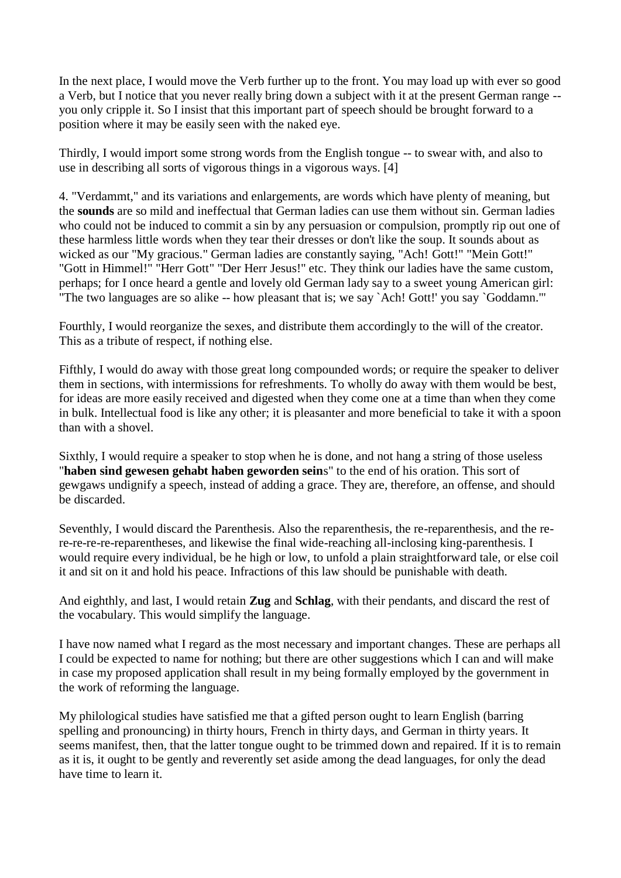In the next place, I would move the Verb further up to the front. You may load up with ever so good a Verb, but I notice that you never really bring down a subject with it at the present German range -- you only cripple it. So I insist that this important part of speech should be brought forward to a position where it may be easily seen with the naked eye.

Thirdly, I would import some strong words from the English tongue -- to swear with, and also to use in describing all sorts of vigorous things in a vigorous ways. [4]

4. "Verdammt," and its variations and enlargements, are words which have plenty of meaning, but the **sounds** are so mild and ineffectual that German ladies can use them without sin. German ladies who could not be induced to commit a sin by any persuasion or compulsion, promptly rip out one of these harmless little words when they tear their dresses or don't like the soup. It sounds about as wicked as our "My gracious." German ladies are constantly saying, "Ach! Gott!" "Mein Gott!" "Gott in Himmel!" "Herr Gott" "Der Herr Jesus!" etc. They think our ladies have the same custom, perhaps; for I once heard a gentle and lovely old German lady say to a sweet young American girl: "The two languages are so alike -- how pleasant that is; we say `Ach! Gott!' you say `Goddamn.'"

Fourthly, I would reorganize the sexes, and distribute them accordingly to the will of the creator. This as a tribute of respect, if nothing else.

Fifthly, I would do away with those great long compounded words; or require the speaker to deliver them in sections, with intermissions for refreshments. To wholly do away with them would be best, for ideas are more easily received and digested when they come one at a time than when they come in bulk. Intellectual food is like any other; it is pleasanter and more beneficial to take it with a spoon than with a shovel.

Sixthly, I would require a speaker to stop when he is done, and not hang a string of those useless "**haben sind gewesen gehabt haben geworden sein**s" to the end of his oration. This sort of gewgaws undignify a speech, instead of adding a grace. They are, therefore, an offense, and should be discarded.

Seventhly, I would discard the Parenthesis. Also the reparenthesis, the re-reparenthesis, and the re-re-re-re-re-reparentheses, and likewise the final wide-reaching all-inclosing king-parenthesis. I would require every individual, be he high or low, to unfold a plain straightforward tale, or else coil it and sit on it and hold his peace. Infractions of this law should be punishable with death.

And eighthly, and last, I would retain **Zug** and **Schlag**, with their pendants, and discard the rest of the vocabulary. This would simplify the language.

I have now named what I regard as the most necessary and important changes. These are perhaps all I could be expected to name for nothing; but there are other suggestions which I can and will make in case my proposed application shall result in my being formally employed by the government in the work of reforming the language.

My philological studies have satisfied me that a gifted person ought to learn English (barring spelling and pronouncing) in thirty hours, French in thirty days, and German in thirty years. It seems manifest, then, that the latter tongue ought to be trimmed down and repaired. If it is to remain as it is, it ought to be gently and reverently set aside among the dead languages, for only the dead have time to learn it.